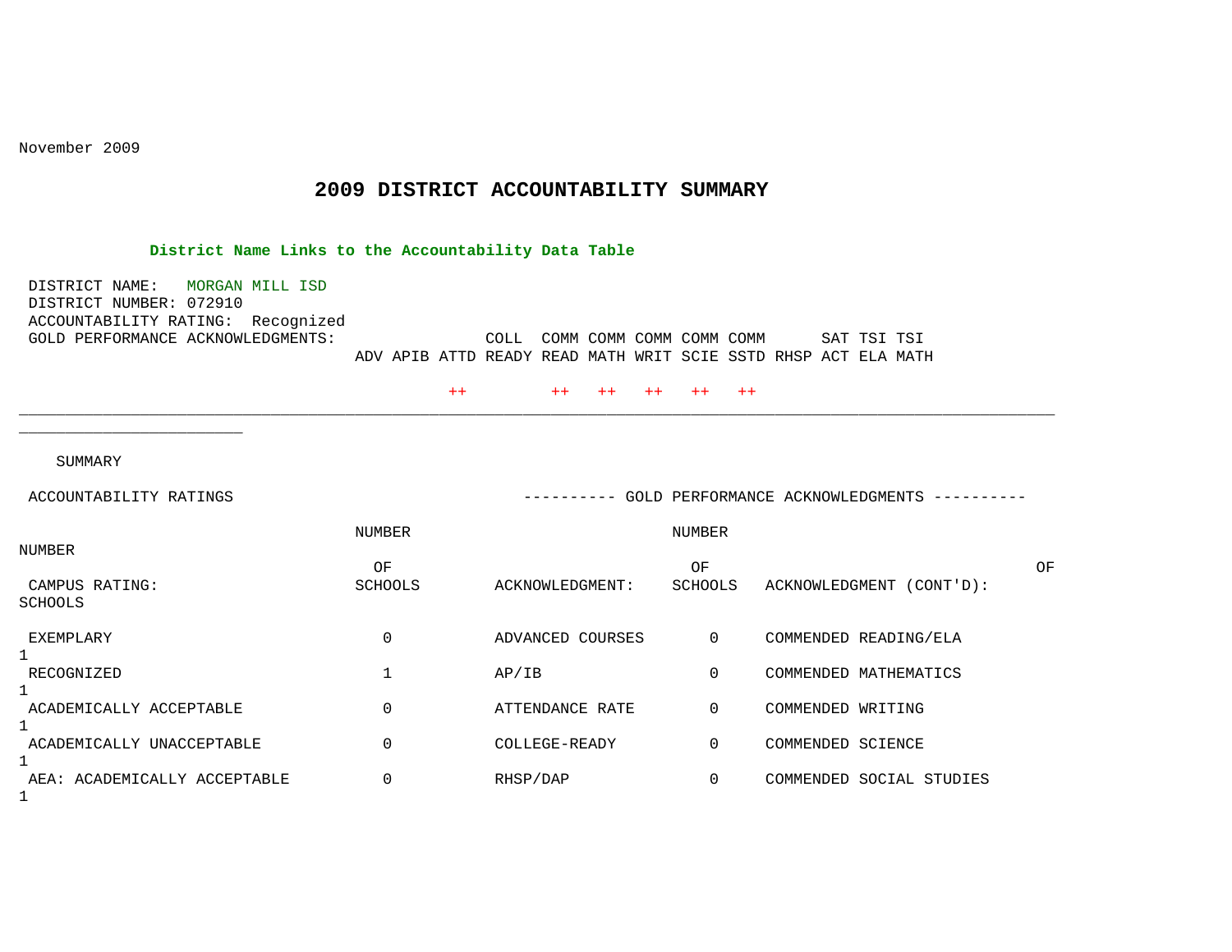November 2009

# 2009 DISTRICT ACCOUNTABILITY SUMMARY

**District Name Links to the Accountability Data Table**

DISTRICT NAME: MORGAN MILL ISD
DISTRICT NUMBER: 072910
ACCOUNTABILITY RATING: Recognized
GOLD PERFORMANCE ACKNOWLEDGMENTS:

| ADV | APIB | ATTD | COLL READY | COMM READ | COMM MATH | COMM WRIT | COMM SCIE | COMM SSTD | RHSP | SAT ACT | TSI ELA | TSI MATH |
|---|---|---|---|---|---|---|---|---|---|---|---|---|
| | | ++ | | ++ | ++ | ++ | ++ | ++ | | | | |

---

SUMMARY

| ACCOUNTABILITY RATINGS | | ---------- GOLD PERFORMANCE ACKNOWLEDGMENTS ---------- | | | |
|---|---|---|---|---|---|
| CAMPUS RATING: | NUMBER OF SCHOOLS | ACKNOWLEDGMENT: | NUMBER OF SCHOOLS | ACKNOWLEDGMENT (CONT'D): | NUMBER OF SCHOOLS |
| EXEMPLARY | 0 | ADVANCED COURSES | 0 | COMMENDED READING/ELA | 1 |
| RECOGNIZED | 1 | AP/IB | 0 | COMMENDED MATHEMATICS | 1 |
| ACADEMICALLY ACCEPTABLE | 0 | ATTENDANCE RATE | 0 | COMMENDED WRITING | 1 |
| ACADEMICALLY UNACCEPTABLE | 0 | COLLEGE-READY | 0 | COMMENDED SCIENCE | 1 |
| AEA: ACADEMICALLY ACCEPTABLE | 0 | RHSP/DAP | 0 | COMMENDED SOCIAL STUDIES | 1 |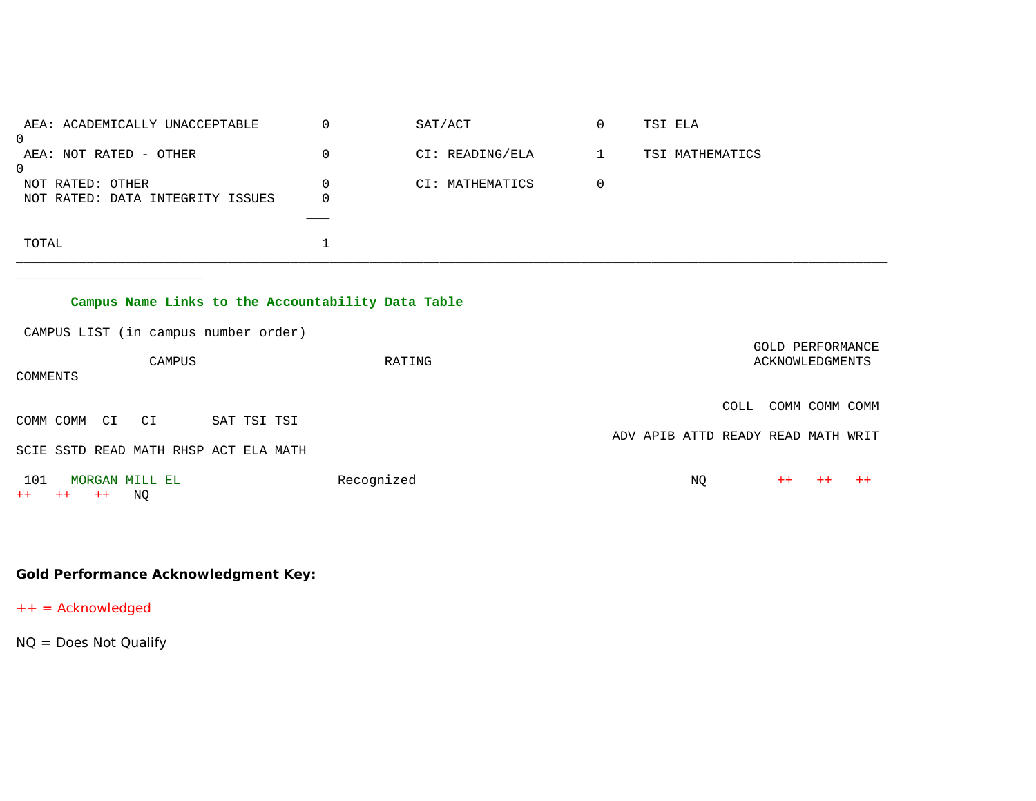| | | | | | |
|---|---|---|---|---|---|
| AEA: ACADEMICALLY UNACCEPTABLE | 0 | SAT/ACT | 0 | TSI ELA | 0 |
| AEA: NOT RATED - OTHER | 0 | CI: READING/ELA | 1 | TSI MATHEMATICS | 0 |
| NOT RATED: OTHER | 0 | CI: MATHEMATICS | 0 | | |
| NOT RATED: DATA INTEGRITY ISSUES | 0 | | | | |
| TOTAL | 1 | | | | |

**Campus Name Links to the Accountability Data Table**

CAMPUS LIST (in campus number order)

| CAMPUS | RATING | GOLD PERFORMANCE ACKNOWLEDGMENTS | | | | | | | | | | | | | | | COMMENTS |
|---|---|---|---|---|---|---|---|---|---|---|---|---|---|---|---|---|---|
| | | ADV | APIB | ATTD | COLL READY | COMM READ | COMM MATH | COMM WRIT | COMM SCIE | COMM SSTD | CI READ | CI MATH | RHSP | SAT ACT | TSI ELA | TSI MATH | |
| 101 MORGAN MILL EL | Recognized | | | NQ | | ++ | ++ | ++ | ++ | ++ | ++ | NQ | | | | | |

**Gold Performance Acknowledgment Key:**

++ = Acknowledged

NQ = Does Not Qualify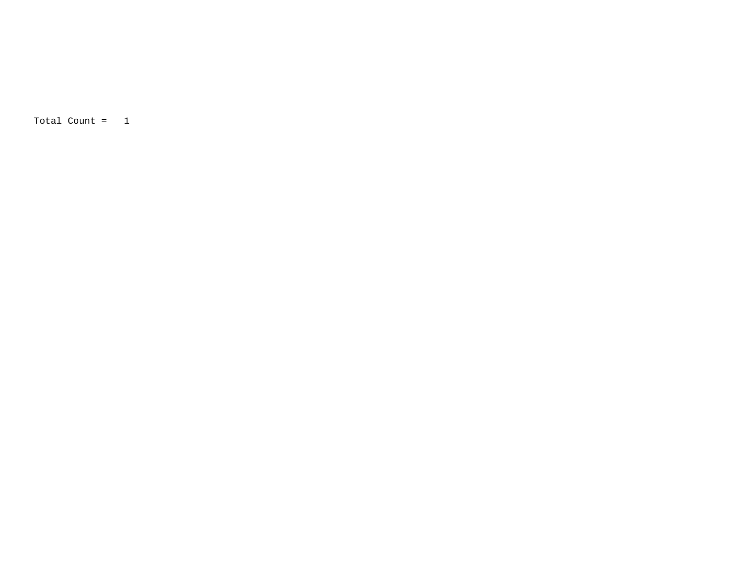Total Count = 1